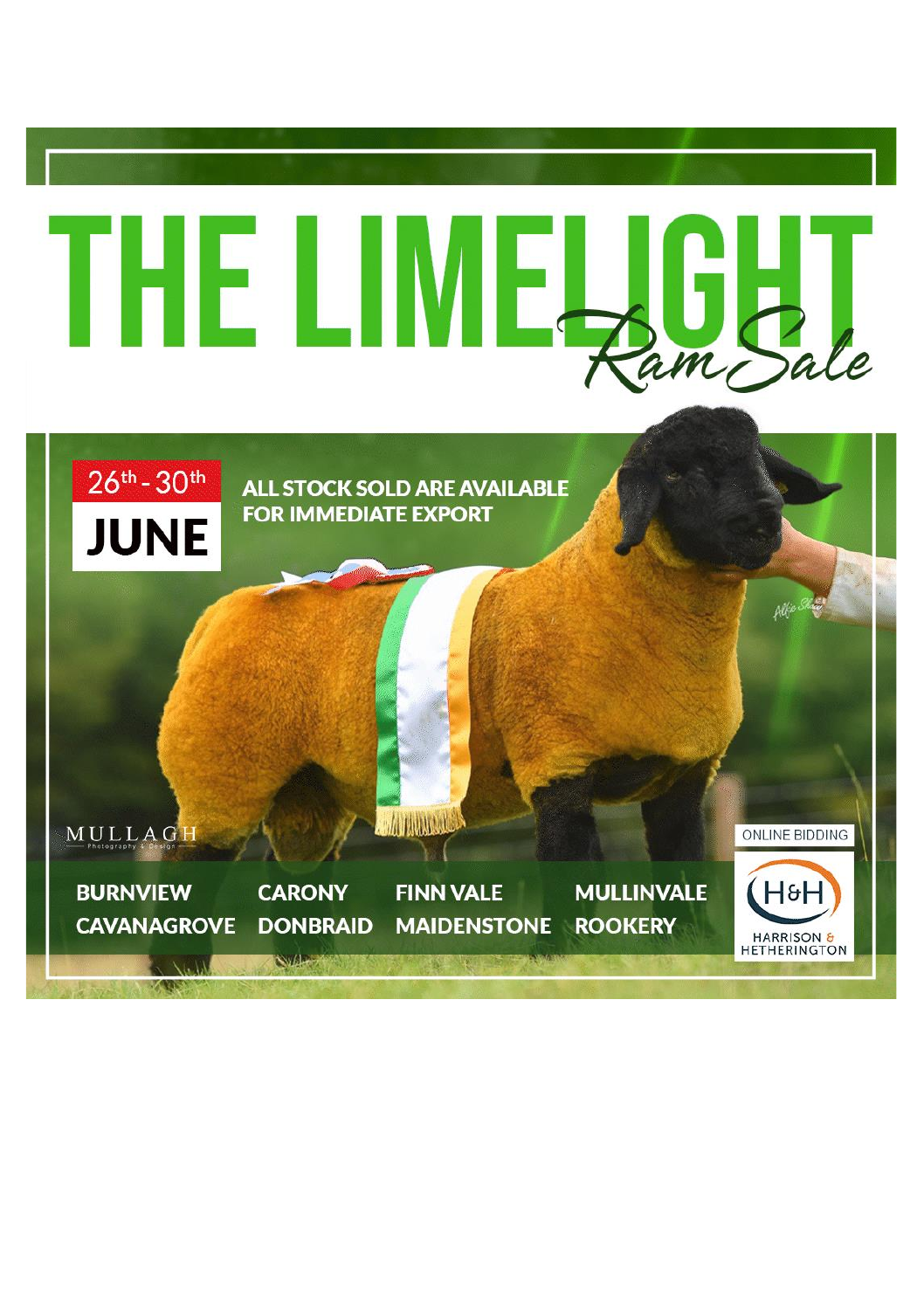# THE LIMELIGHT *Ram Sale*

**26th - 30th JUNE**

**ALL STOCK SOLD ARE AVAILABLE FOR IMMEDIATE EXPORT**

MULLAGH Photography & Design

**BURNVIEW** **CARONY** **FINN VALE** **MULLINVALE**
**CAVANAGROVE** **DONBRAID** **MAIDENSTONE** **ROOKERY**

ONLINE BIDDING

H&H HARRISON & HETHERINGTON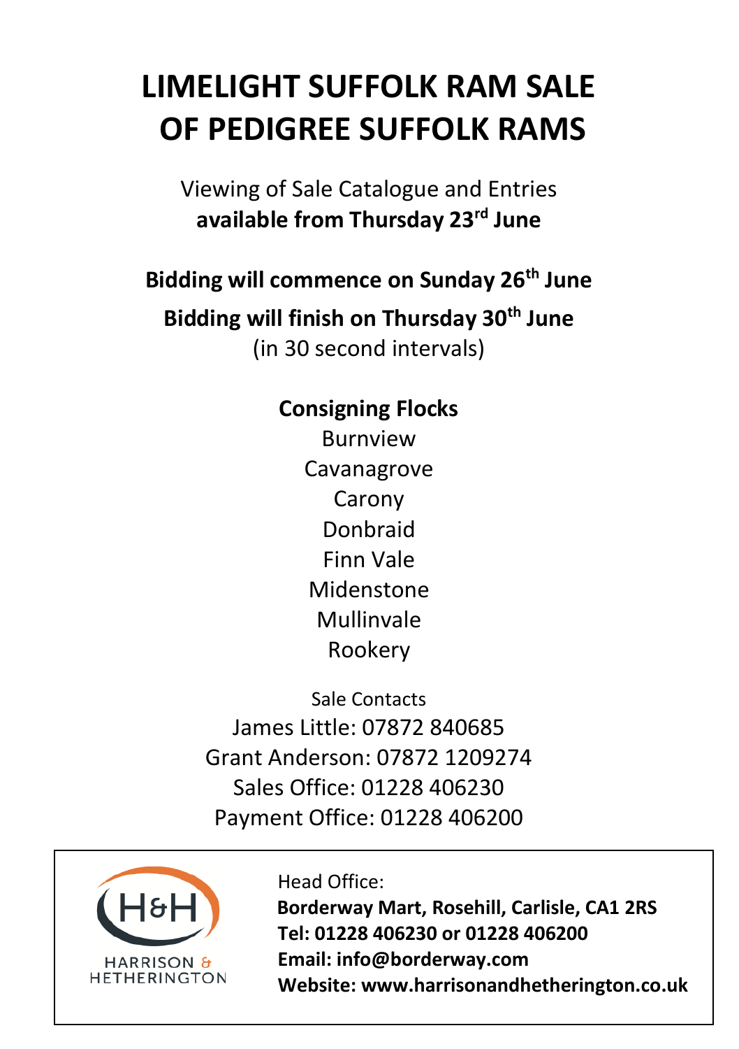# LIMELIGHT SUFFOLK RAM SALE OF PEDIGREE SUFFOLK RAMS

Viewing of Sale Catalogue and Entries
**available from Thursday 23rd June**

**Bidding will commence on Sunday 26th June**

**Bidding will finish on Thursday 30th June**
(in 30 second intervals)

**Consigning Flocks**

Burnview
Cavanagrove
Carony
Donbraid
Finn Vale
Midenstone
Mullinvale
Rookery

Sale Contacts

James Little: 07872 840685
Grant Anderson: 07872 1209274
Sales Office: 01228 406230
Payment Office: 01228 406200

H&H HARRISON & HETHERINGTON

Head Office:
**Borderway Mart, Rosehill, Carlisle, CA1 2RS**
**Tel: 01228 406230 or 01228 406200**
**Email: info@borderway.com**
**Website: www.harrisonandhetherington.co.uk**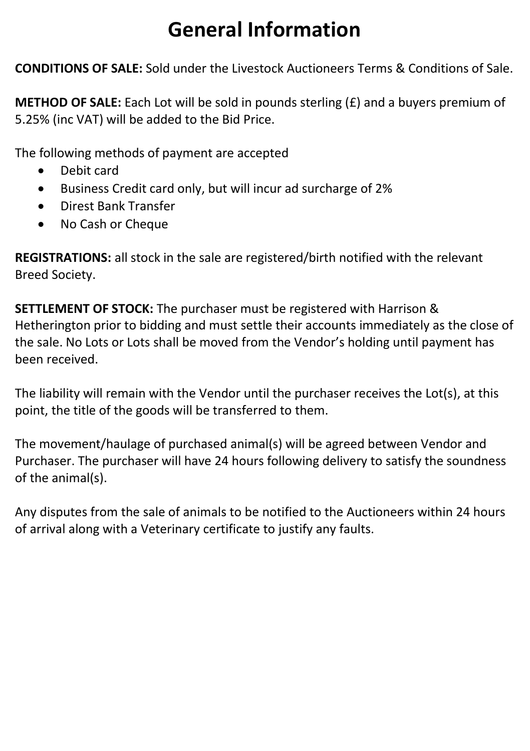# General Information

**CONDITIONS OF SALE:** Sold under the Livestock Auctioneers Terms & Conditions of Sale.

**METHOD OF SALE:** Each Lot will be sold in pounds sterling (£) and a buyers premium of 5.25% (inc VAT) will be added to the Bid Price.

The following methods of payment are accepted

- Debit card
- Business Credit card only, but will incur ad surcharge of 2%
- Direst Bank Transfer
- No Cash or Cheque

**REGISTRATIONS:** all stock in the sale are registered/birth notified with the relevant Breed Society.

**SETTLEMENT OF STOCK:** The purchaser must be registered with Harrison & Hetherington prior to bidding and must settle their accounts immediately as the close of the sale. No Lots or Lots shall be moved from the Vendor's holding until payment has been received.

The liability will remain with the Vendor until the purchaser receives the Lot(s), at this point, the title of the goods will be transferred to them.

The movement/haulage of purchased animal(s) will be agreed between Vendor and Purchaser. The purchaser will have 24 hours following delivery to satisfy the soundness of the animal(s).

Any disputes from the sale of animals to be notified to the Auctioneers within 24 hours of arrival along with a Veterinary certificate to justify any faults.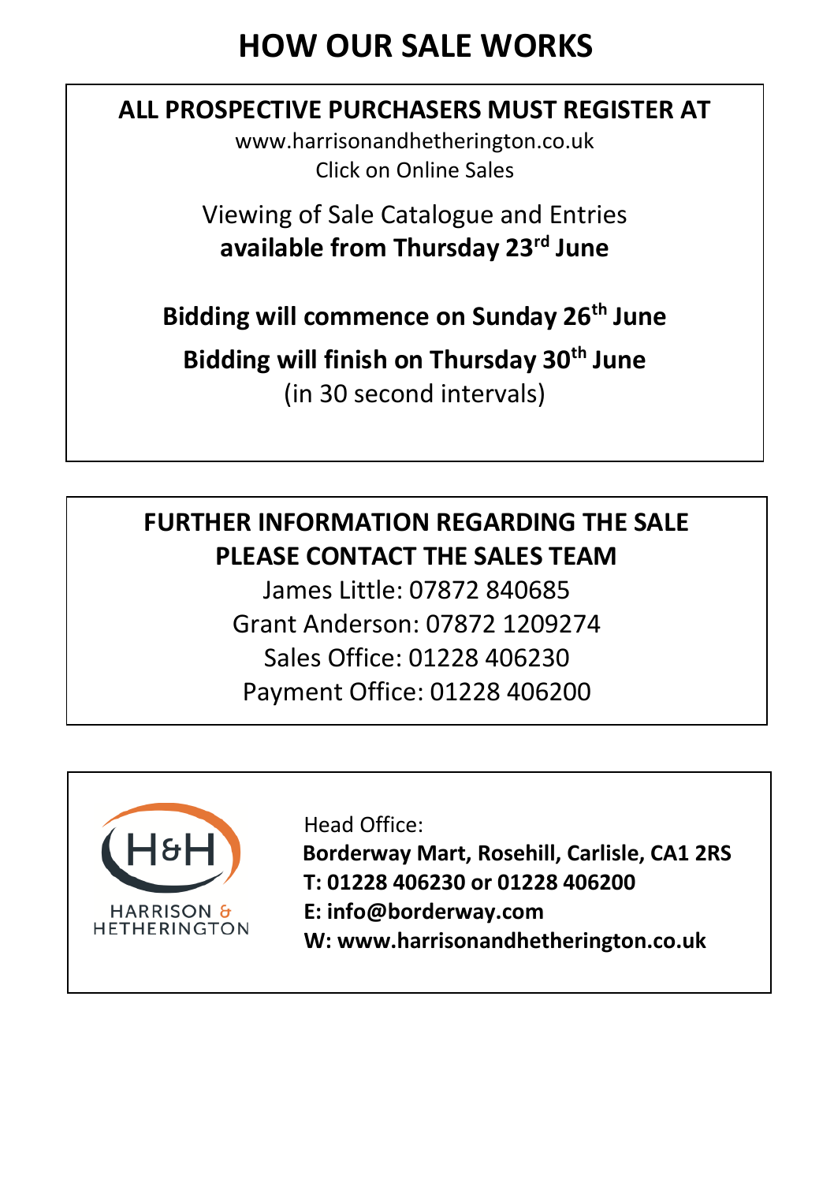# HOW OUR SALE WORKS

**ALL PROSPECTIVE PURCHASERS MUST REGISTER AT**

www.harrisonandhetherington.co.uk

Click on Online Sales

Viewing of Sale Catalogue and Entries

**available from Thursday 23rd June**

**Bidding will commence on Sunday 26th June**

**Bidding will finish on Thursday 30th June**

(in 30 second intervals)

**FURTHER INFORMATION REGARDING THE SALE PLEASE CONTACT THE SALES TEAM**

James Little: 07872 840685

Grant Anderson: 07872 1209274

Sales Office: 01228 406230

Payment Office: 01228 406200

HARRISON & HETHERINGTON

Head Office:

**Borderway Mart, Rosehill, Carlisle, CA1 2RS**

**T: 01228 406230 or 01228 406200**

**E: info@borderway.com**

**W: www.harrisonandhetherington.co.uk**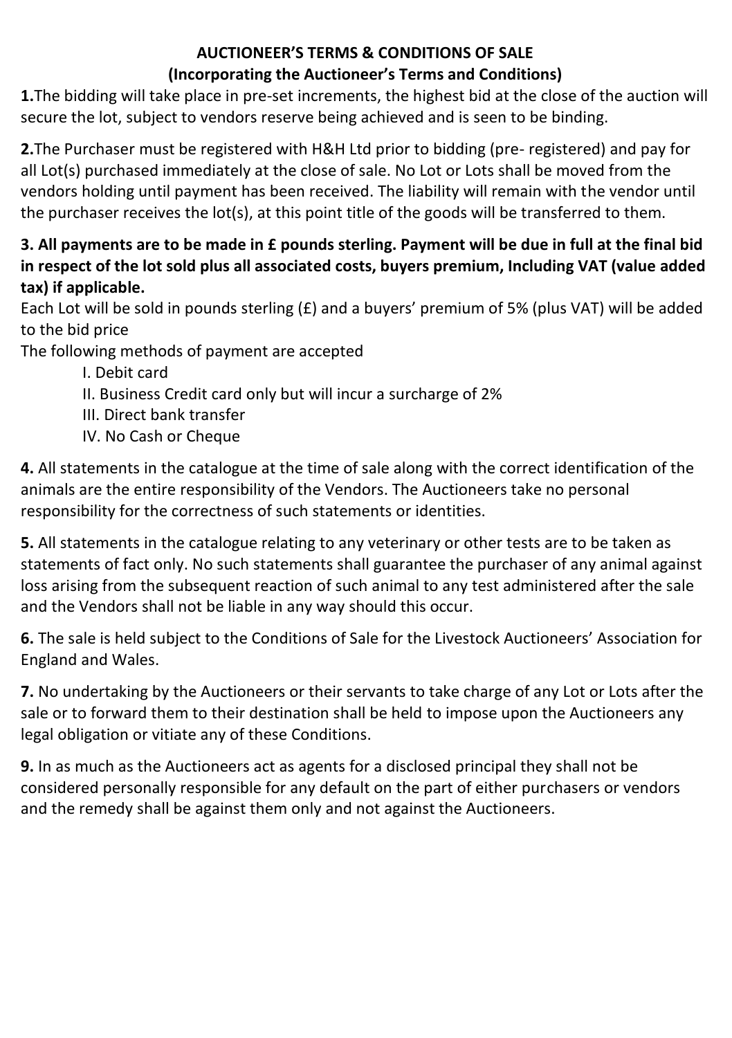## AUCTIONEER'S TERMS & CONDITIONS OF SALE
## (Incorporating the Auctioneer's Terms and Conditions)

**1.**The bidding will take place in pre-set increments, the highest bid at the close of the auction will secure the lot, subject to vendors reserve being achieved and is seen to be binding.

**2.**The Purchaser must be registered with H&H Ltd prior to bidding (pre- registered) and pay for all Lot(s) purchased immediately at the close of sale. No Lot or Lots shall be moved from the vendors holding until payment has been received. The liability will remain with the vendor until the purchaser receives the lot(s), at this point title of the goods will be transferred to them.

**3. All payments are to be made in £ pounds sterling. Payment will be due in full at the final bid in respect of the lot sold plus all associated costs, buyers premium, Including VAT (value added tax) if applicable.**

Each Lot will be sold in pounds sterling (£) and a buyers' premium of 5% (plus VAT) will be added to the bid price

The following methods of payment are accepted

- I. Debit card
- II. Business Credit card only but will incur a surcharge of 2%
- III. Direct bank transfer
- IV. No Cash or Cheque

**4.** All statements in the catalogue at the time of sale along with the correct identification of the animals are the entire responsibility of the Vendors. The Auctioneers take no personal responsibility for the correctness of such statements or identities.

**5.** All statements in the catalogue relating to any veterinary or other tests are to be taken as statements of fact only. No such statements shall guarantee the purchaser of any animal against loss arising from the subsequent reaction of such animal to any test administered after the sale and the Vendors shall not be liable in any way should this occur.

**6.** The sale is held subject to the Conditions of Sale for the Livestock Auctioneers' Association for England and Wales.

**7.** No undertaking by the Auctioneers or their servants to take charge of any Lot or Lots after the sale or to forward them to their destination shall be held to impose upon the Auctioneers any legal obligation or vitiate any of these Conditions.

**9.** In as much as the Auctioneers act as agents for a disclosed principal they shall not be considered personally responsible for any default on the part of either purchasers or vendors and the remedy shall be against them only and not against the Auctioneers.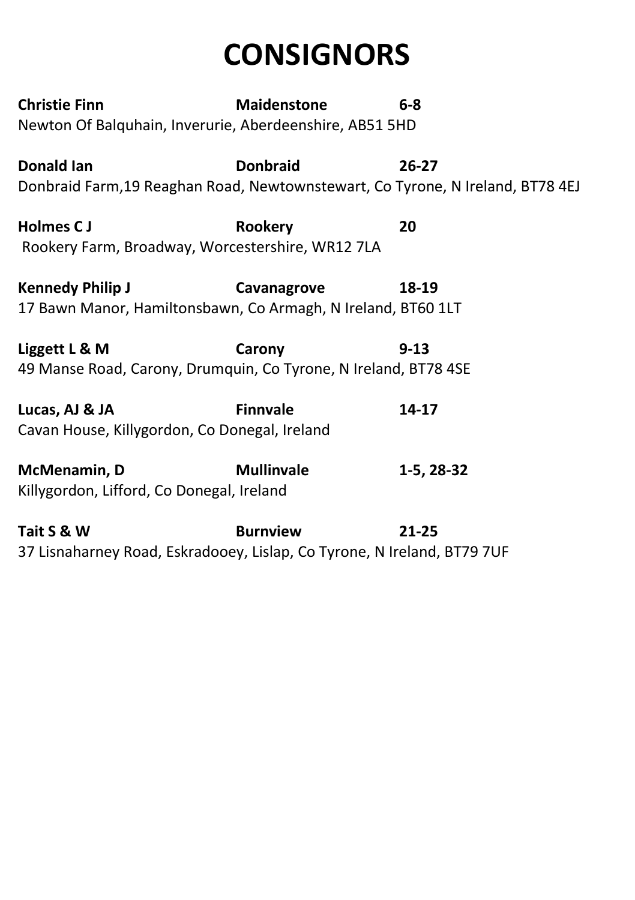# CONSIGNORS

**Christie Finn** **Maidenstone** **6-8**
Newton Of Balquhain, Inverurie, Aberdeenshire, AB51 5HD

**Donald Ian** **Donbraid** **26-27**
Donbraid Farm,19 Reaghan Road, Newtownstewart, Co Tyrone, N Ireland, BT78 4EJ

**Holmes C J** **Rookery** **20**
Rookery Farm, Broadway, Worcestershire, WR12 7LA

**Kennedy Philip J** **Cavanagrove** **18-19**
17 Bawn Manor, Hamiltonsbawn, Co Armagh, N Ireland, BT60 1LT

**Liggett L & M** **Carony** **9-13**
49 Manse Road, Carony, Drumquin, Co Tyrone, N Ireland, BT78 4SE

**Lucas, AJ & JA** **Finnvale** **14-17**
Cavan House, Killygordon, Co Donegal, Ireland

**McMenamin, D** **Mullinvale** **1-5, 28-32**
Killygordon, Lifford, Co Donegal, Ireland

**Tait S & W** **Burnview** **21-25**
37 Lisnaharney Road, Eskradooey, Lislap, Co Tyrone, N Ireland, BT79 7UF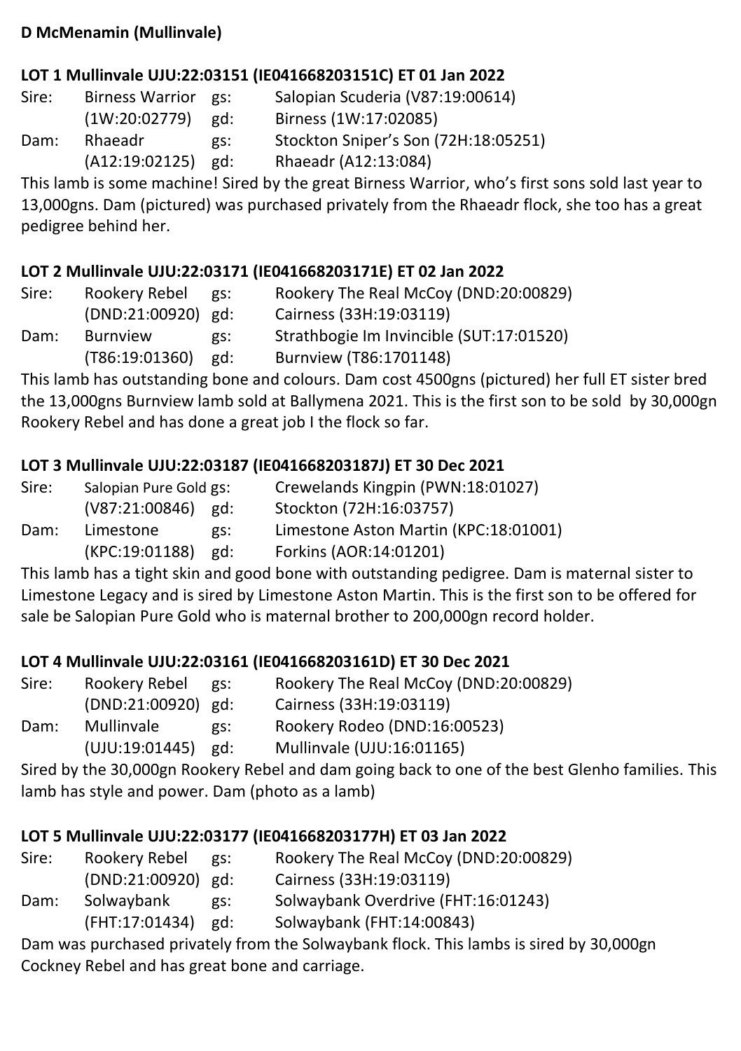**D McMenamin (Mullinvale)**

**LOT 1 Mullinvale UJU:22:03151 (IE041668203151C) ET 01 Jan 2022**

| | | | |
|---|---|---|---|
| Sire: | Birness Warrior | gs: | Salopian Scuderia (V87:19:00614) |
| | (1W:20:02779) | gd: | Birness (1W:17:02085) |
| Dam: | Rhaeadr | gs: | Stockton Sniper's Son (72H:18:05251) |
| | (A12:19:02125) | gd: | Rhaeadr (A12:13:084) |

This lamb is some machine! Sired by the great Birness Warrior, who's first sons sold last year to 13,000gns. Dam (pictured) was purchased privately from the Rhaeadr flock, she too has a great pedigree behind her.

**LOT 2 Mullinvale UJU:22:03171 (IE041668203171E) ET 02 Jan 2022**

| | | | |
|---|---|---|---|
| Sire: | Rookery Rebel | gs: | Rookery The Real McCoy (DND:20:00829) |
| | (DND:21:00920) | gd: | Cairness (33H:19:03119) |
| Dam: | Burnview | gs: | Strathbogie Im Invincible (SUT:17:01520) |
| | (T86:19:01360) | gd: | Burnview (T86:1701148) |

This lamb has outstanding bone and colours. Dam cost 4500gns (pictured) her full ET sister bred the 13,000gns Burnview lamb sold at Ballymena 2021. This is the first son to be sold by 30,000gn Rookery Rebel and has done a great job I the flock so far.

**LOT 3 Mullinvale UJU:22:03187 (IE041668203187J) ET 30 Dec 2021**

| | | | |
|---|---|---|---|
| Sire: | Salopian Pure Gold | gs: | Crewelands Kingpin (PWN:18:01027) |
| | (V87:21:00846) | gd: | Stockton (72H:16:03757) |
| Dam: | Limestone | gs: | Limestone Aston Martin (KPC:18:01001) |
| | (KPC:19:01188) | gd: | Forkins (AOR:14:01201) |

This lamb has a tight skin and good bone with outstanding pedigree. Dam is maternal sister to Limestone Legacy and is sired by Limestone Aston Martin. This is the first son to be offered for sale be Salopian Pure Gold who is maternal brother to 200,000gn record holder.

**LOT 4 Mullinvale UJU:22:03161 (IE041668203161D) ET 30 Dec 2021**

| | | | |
|---|---|---|---|
| Sire: | Rookery Rebel | gs: | Rookery The Real McCoy (DND:20:00829) |
| | (DND:21:00920) | gd: | Cairness (33H:19:03119) |
| Dam: | Mullinvale | gs: | Rookery Rodeo (DND:16:00523) |
| | (UJU:19:01445) | gd: | Mullinvale (UJU:16:01165) |

Sired by the 30,000gn Rookery Rebel and dam going back to one of the best Glenho families. This lamb has style and power. Dam (photo as a lamb)

**LOT 5 Mullinvale UJU:22:03177 (IE041668203177H) ET 03 Jan 2022**

| | | | |
|---|---|---|---|
| Sire: | Rookery Rebel | gs: | Rookery The Real McCoy (DND:20:00829) |
| | (DND:21:00920) | gd: | Cairness (33H:19:03119) |
| Dam: | Solwaybank | gs: | Solwaybank Overdrive (FHT:16:01243) |
| | (FHT:17:01434) | gd: | Solwaybank (FHT:14:00843) |

Dam was purchased privately from the Solwaybank flock. This lambs is sired by 30,000gn Cockney Rebel and has great bone and carriage.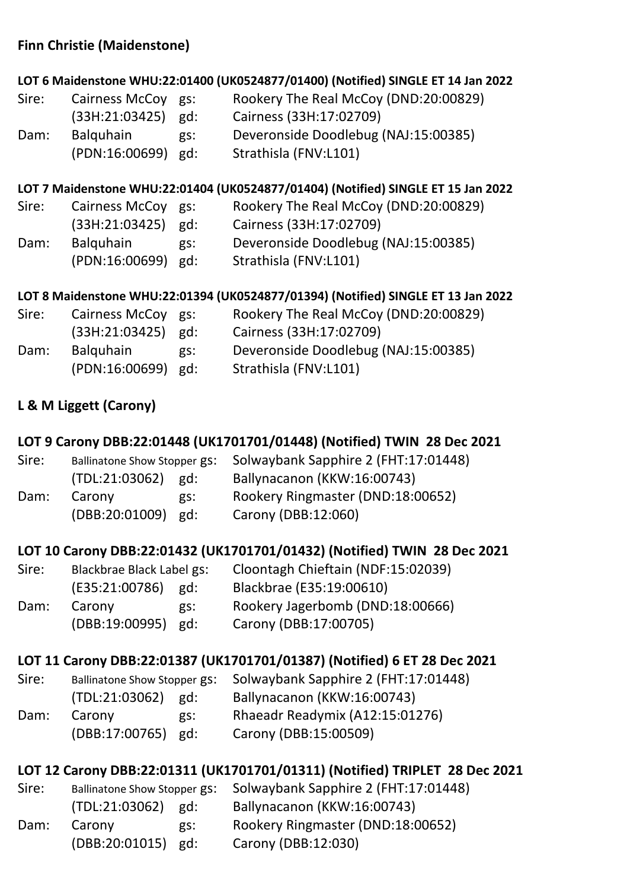**Finn Christie (Maidenstone)**

**LOT 6 Maidenstone WHU:22:01400 (UK0524877/01400) (Notified) SINGLE ET 14 Jan 2022**

| | | | |
|---|---|---|---|
| Sire: | Cairness McCoy | gs: | Rookery The Real McCoy (DND:20:00829) |
| | (33H:21:03425) | gd: | Cairness (33H:17:02709) |
| Dam: | Balquhain | gs: | Deveronside Doodlebug (NAJ:15:00385) |
| | (PDN:16:00699) | gd: | Strathisla (FNV:L101) |

**LOT 7 Maidenstone WHU:22:01404 (UK0524877/01404) (Notified) SINGLE ET 15 Jan 2022**

| | | | |
|---|---|---|---|
| Sire: | Cairness McCoy | gs: | Rookery The Real McCoy (DND:20:00829) |
| | (33H:21:03425) | gd: | Cairness (33H:17:02709) |
| Dam: | Balquhain | gs: | Deveronside Doodlebug (NAJ:15:00385) |
| | (PDN:16:00699) | gd: | Strathisla (FNV:L101) |

**LOT 8 Maidenstone WHU:22:01394 (UK0524877/01394) (Notified) SINGLE ET 13 Jan 2022**

| | | | |
|---|---|---|---|
| Sire: | Cairness McCoy | gs: | Rookery The Real McCoy (DND:20:00829) |
| | (33H:21:03425) | gd: | Cairness (33H:17:02709) |
| Dam: | Balquhain | gs: | Deveronside Doodlebug (NAJ:15:00385) |
| | (PDN:16:00699) | gd: | Strathisla (FNV:L101) |

**L & M Liggett (Carony)**

**LOT 9 Carony DBB:22:01448 (UK1701701/01448) (Notified) TWIN 28 Dec 2021**

| | | | |
|---|---|---|---|
| Sire: | Ballinatone Show Stopper | gs: | Solwaybank Sapphire 2 (FHT:17:01448) |
| | (TDL:21:03062) | gd: | Ballynacanon (KKW:16:00743) |
| Dam: | Carony | gs: | Rookery Ringmaster (DND:18:00652) |
| | (DBB:20:01009) | gd: | Carony (DBB:12:060) |

**LOT 10 Carony DBB:22:01432 (UK1701701/01432) (Notified) TWIN 28 Dec 2021**

| | | | |
|---|---|---|---|
| Sire: | Blackbrae Black Label | gs: | Cloontagh Chieftain (NDF:15:02039) |
| | (E35:21:00786) | gd: | Blackbrae (E35:19:00610) |
| Dam: | Carony | gs: | Rookery Jagerbomb (DND:18:00666) |
| | (DBB:19:00995) | gd: | Carony (DBB:17:00705) |

**LOT 11 Carony DBB:22:01387 (UK1701701/01387) (Notified) 6 ET 28 Dec 2021**

| | | | |
|---|---|---|---|
| Sire: | Ballinatone Show Stopper | gs: | Solwaybank Sapphire 2 (FHT:17:01448) |
| | (TDL:21:03062) | gd: | Ballynacanon (KKW:16:00743) |
| Dam: | Carony | gs: | Rhaeadr Readymix (A12:15:01276) |
| | (DBB:17:00765) | gd: | Carony (DBB:15:00509) |

**LOT 12 Carony DBB:22:01311 (UK1701701/01311) (Notified) TRIPLET 28 Dec 2021**

| | | | |
|---|---|---|---|
| Sire: | Ballinatone Show Stopper | gs: | Solwaybank Sapphire 2 (FHT:17:01448) |
| | (TDL:21:03062) | gd: | Ballynacanon (KKW:16:00743) |
| Dam: | Carony | gs: | Rookery Ringmaster (DND:18:00652) |
| | (DBB:20:01015) | gd: | Carony (DBB:12:030) |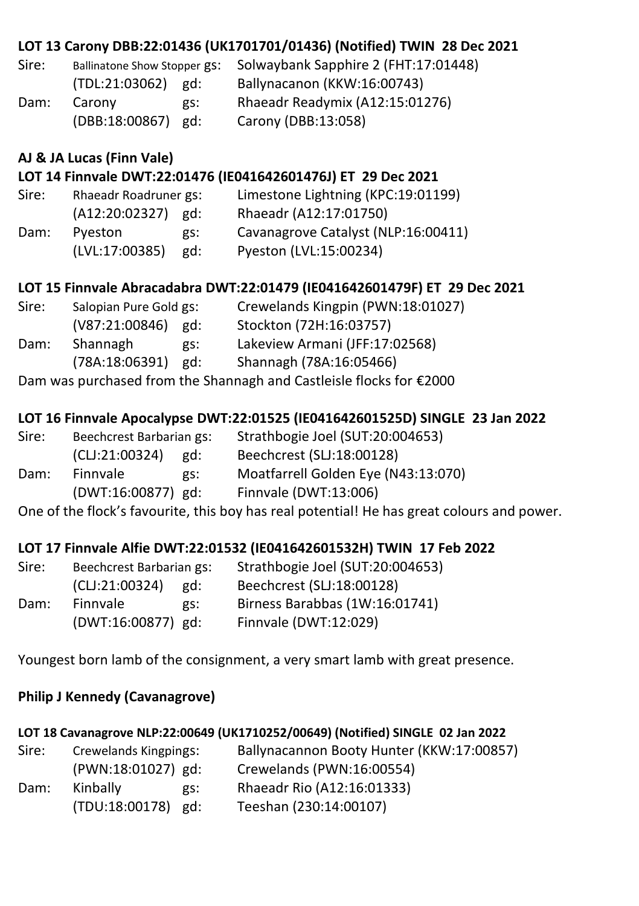**LOT 13 Carony DBB:22:01436 (UK1701701/01436) (Notified) TWIN 28 Dec 2021**

| | | | |
|---|---|---|---|
| Sire: | Ballinatone Show Stopper | gs: | Solwaybank Sapphire 2 (FHT:17:01448) |
| | (TDL:21:03062) | gd: | Ballynacanon (KKW:16:00743) |
| Dam: | Carony | gs: | Rhaeadr Readymix (A12:15:01276) |
| | (DBB:18:00867) | gd: | Carony (DBB:13:058) |

**AJ & JA Lucas (Finn Vale)**

**LOT 14 Finnvale DWT:22:01476 (IE041642601476J) ET 29 Dec 2021**

| | | | |
|---|---|---|---|
| Sire: | Rhaeadr Roadruner | gs: | Limestone Lightning (KPC:19:01199) |
| | (A12:20:02327) | gd: | Rhaeadr (A12:17:01750) |
| Dam: | Pyeston | gs: | Cavanagrove Catalyst (NLP:16:00411) |
| | (LVL:17:00385) | gd: | Pyeston (LVL:15:00234) |

**LOT 15 Finnvale Abracadabra DWT:22:01479 (IE041642601479F) ET 29 Dec 2021**

| | | | |
|---|---|---|---|
| Sire: | Salopian Pure Gold | gs: | Crewelands Kingpin (PWN:18:01027) |
| | (V87:21:00846) | gd: | Stockton (72H:16:03757) |
| Dam: | Shannagh | gs: | Lakeview Armani (JFF:17:02568) |
| | (78A:18:06391) | gd: | Shannagh (78A:16:05466) |

Dam was purchased from the Shannagh and Castleisle flocks for €2000

**LOT 16 Finnvale Apocalypse DWT:22:01525 (IE041642601525D) SINGLE 23 Jan 2022**

| | | | |
|---|---|---|---|
| Sire: | Beechcrest Barbarian | gs: | Strathbogie Joel (SUT:20:004653) |
| | (CLJ:21:00324) | gd: | Beechcrest (SLJ:18:00128) |
| Dam: | Finnvale | gs: | Moatfarrell Golden Eye (N43:13:070) |
| | (DWT:16:00877) | gd: | Finnvale (DWT:13:006) |

One of the flock's favourite, this boy has real potential! He has great colours and power.

**LOT 17 Finnvale Alfie DWT:22:01532 (IE041642601532H) TWIN 17 Feb 2022**

| | | | |
|---|---|---|---|
| Sire: | Beechcrest Barbarian | gs: | Strathbogie Joel (SUT:20:004653) |
| | (CLJ:21:00324) | gd: | Beechcrest (SLJ:18:00128) |
| Dam: | Finnvale | gs: | Birness Barabbas (1W:16:01741) |
| | (DWT:16:00877) | gd: | Finnvale (DWT:12:029) |

Youngest born lamb of the consignment, a very smart lamb with great presence.

**Philip J Kennedy (Cavanagrove)**

**LOT 18 Cavanagrove NLP:22:00649 (UK1710252/00649) (Notified) SINGLE 02 Jan 2022**

| | | | |
|---|---|---|---|
| Sire: | Crewelands Kingpin | gs: | Ballynacannon Booty Hunter (KKW:17:00857) |
| | (PWN:18:01027) | gd: | Crewelands (PWN:16:00554) |
| Dam: | Kinbally | gs: | Rhaeadr Rio (A12:16:01333) |
| | (TDU:18:00178) | gd: | Teeshan (230:14:00107) |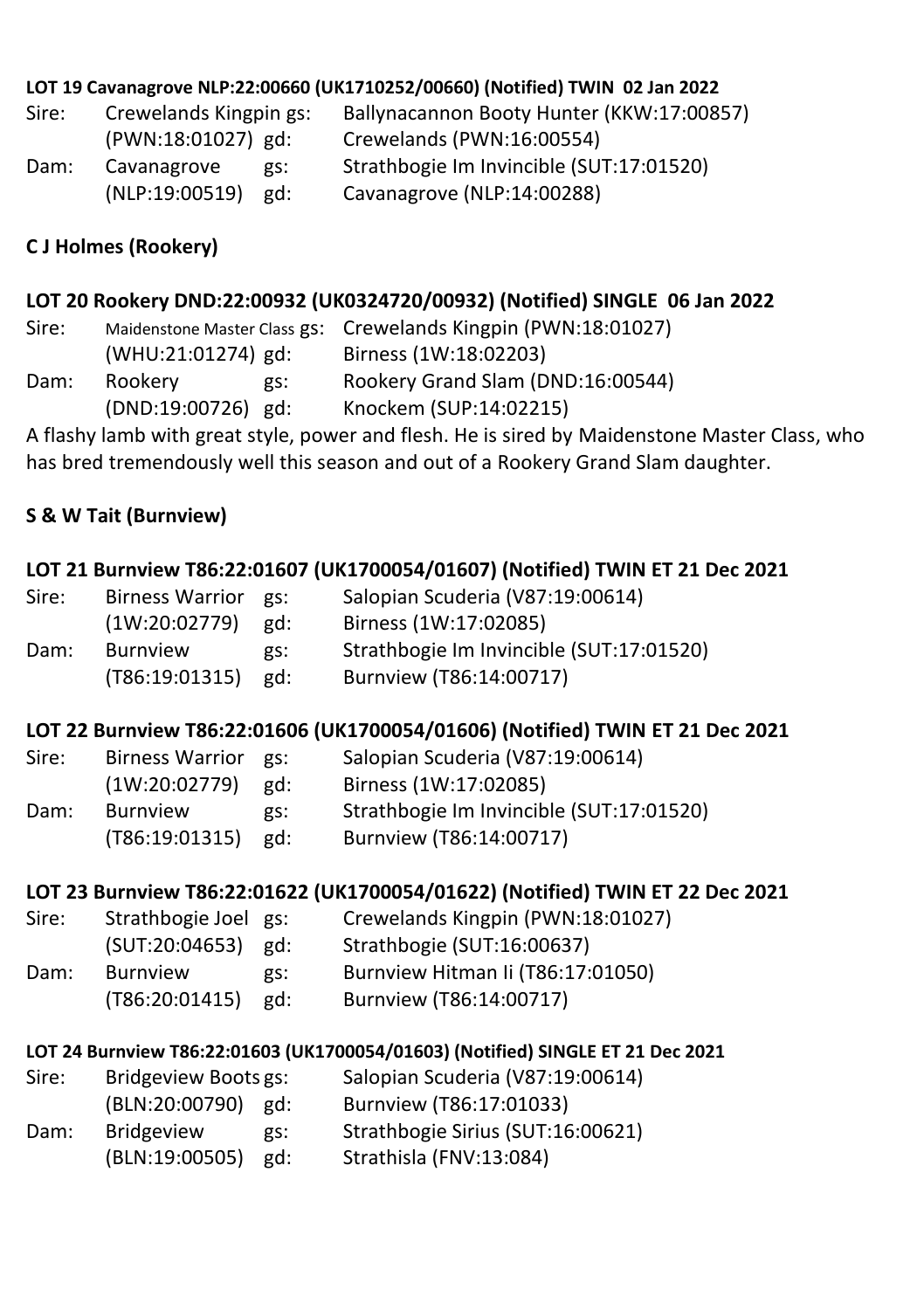**LOT 19 Cavanagrove NLP:22:00660 (UK1710252/00660) (Notified) TWIN 02 Jan 2022**

| | | | |
|---|---|---|---|
| Sire: | Crewelands Kingpin | gs: | Ballynacannon Booty Hunter (KKW:17:00857) |
| | (PWN:18:01027) | gd: | Crewelands (PWN:16:00554) |
| Dam: | Cavanagrove | gs: | Strathbogie Im Invincible (SUT:17:01520) |
| | (NLP:19:00519) | gd: | Cavanagrove (NLP:14:00288) |

**C J Holmes (Rookery)**

**LOT 20 Rookery DND:22:00932 (UK0324720/00932) (Notified) SINGLE 06 Jan 2022**

| | | | |
|---|---|---|---|
| Sire: | Maidenstone Master Class | gs: | Crewelands Kingpin (PWN:18:01027) |
| | (WHU:21:01274) | gd: | Birness (1W:18:02203) |
| Dam: | Rookery | gs: | Rookery Grand Slam (DND:16:00544) |
| | (DND:19:00726) | gd: | Knockem (SUP:14:02215) |

A flashy lamb with great style, power and flesh. He is sired by Maidenstone Master Class, who has bred tremendously well this season and out of a Rookery Grand Slam daughter.

**S & W Tait (Burnview)**

**LOT 21 Burnview T86:22:01607 (UK1700054/01607) (Notified) TWIN ET 21 Dec 2021**

| | | | |
|---|---|---|---|
| Sire: | Birness Warrior | gs: | Salopian Scuderia (V87:19:00614) |
| | (1W:20:02779) | gd: | Birness (1W:17:02085) |
| Dam: | Burnview | gs: | Strathbogie Im Invincible (SUT:17:01520) |
| | (T86:19:01315) | gd: | Burnview (T86:14:00717) |

**LOT 22 Burnview T86:22:01606 (UK1700054/01606) (Notified) TWIN ET 21 Dec 2021**

| | | | |
|---|---|---|---|
| Sire: | Birness Warrior | gs: | Salopian Scuderia (V87:19:00614) |
| | (1W:20:02779) | gd: | Birness (1W:17:02085) |
| Dam: | Burnview | gs: | Strathbogie Im Invincible (SUT:17:01520) |
| | (T86:19:01315) | gd: | Burnview (T86:14:00717) |

**LOT 23 Burnview T86:22:01622 (UK1700054/01622) (Notified) TWIN ET 22 Dec 2021**

| | | | |
|---|---|---|---|
| Sire: | Strathbogie Joel | gs: | Crewelands Kingpin (PWN:18:01027) |
| | (SUT:20:04653) | gd: | Strathbogie (SUT:16:00637) |
| Dam: | Burnview | gs: | Burnview Hitman Ii (T86:17:01050) |
| | (T86:20:01415) | gd: | Burnview (T86:14:00717) |

**LOT 24 Burnview T86:22:01603 (UK1700054/01603) (Notified) SINGLE ET 21 Dec 2021**

| | | | |
|---|---|---|---|
| Sire: | Bridgeview Boots | gs: | Salopian Scuderia (V87:19:00614) |
| | (BLN:20:00790) | gd: | Burnview (T86:17:01033) |
| Dam: | Bridgeview | gs: | Strathbogie Sirius (SUT:16:00621) |
| | (BLN:19:00505) | gd: | Strathisla (FNV:13:084) |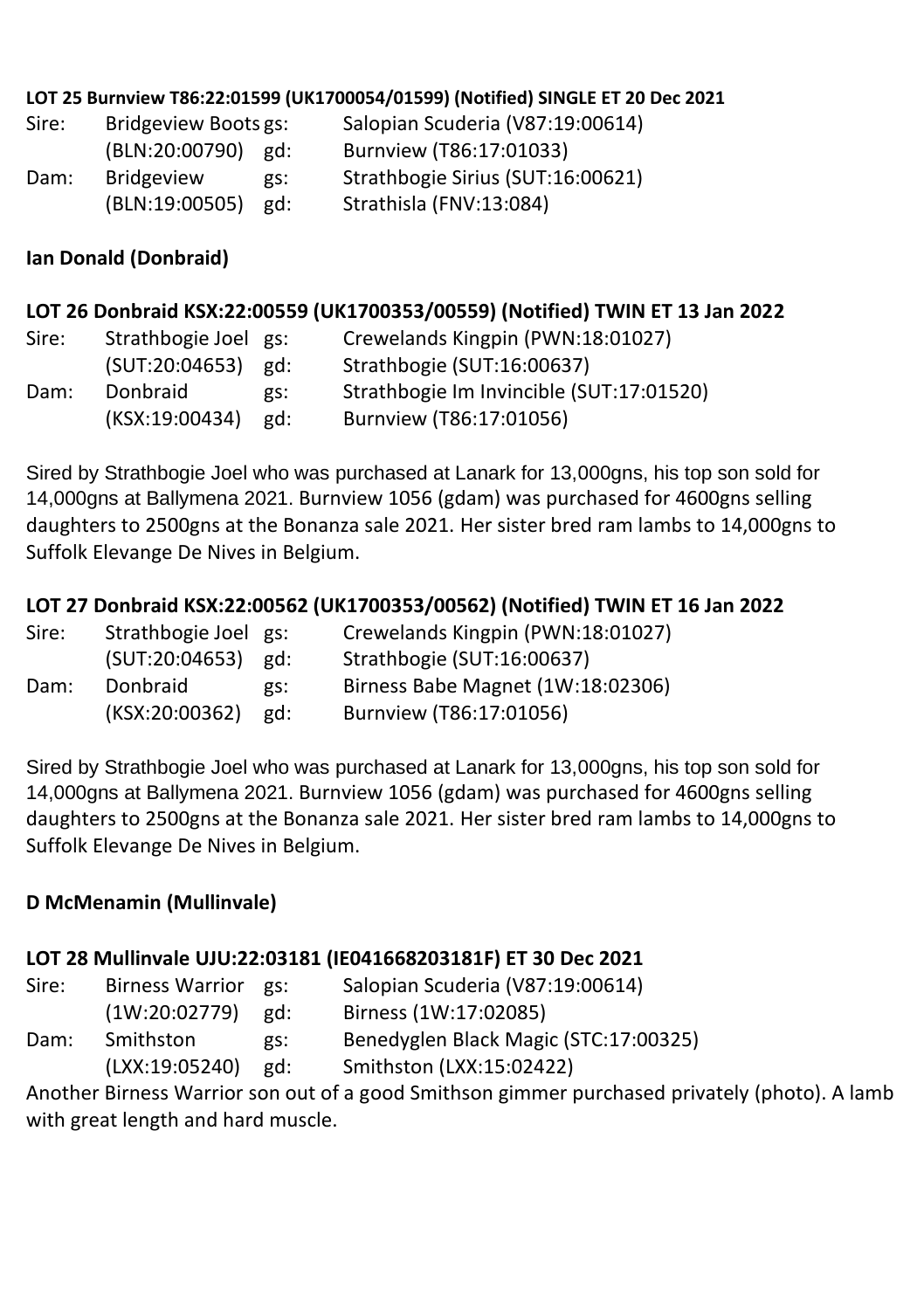**LOT 25 Burnview T86:22:01599 (UK1700054/01599) (Notified) SINGLE ET 20 Dec 2021**

| | | | |
|---|---|---|---|
| Sire: | Bridgeview Boots | gs: | Salopian Scuderia (V87:19:00614) |
| | (BLN:20:00790) | gd: | Burnview (T86:17:01033) |
| Dam: | Bridgeview | gs: | Strathbogie Sirius (SUT:16:00621) |
| | (BLN:19:00505) | gd: | Strathisla (FNV:13:084) |

**Ian Donald (Donbraid)**

**LOT 26 Donbraid KSX:22:00559 (UK1700353/00559) (Notified) TWIN ET 13 Jan 2022**

| | | | |
|---|---|---|---|
| Sire: | Strathbogie Joel | gs: | Crewelands Kingpin (PWN:18:01027) |
| | (SUT:20:04653) | gd: | Strathbogie (SUT:16:00637) |
| Dam: | Donbraid | gs: | Strathbogie Im Invincible (SUT:17:01520) |
| | (KSX:19:00434) | gd: | Burnview (T86:17:01056) |

Sired by Strathbogie Joel who was purchased at Lanark for 13,000gns, his top son sold for 14,000gns at Ballymena 2021. Burnview 1056 (gdam) was purchased for 4600gns selling daughters to 2500gns at the Bonanza sale 2021. Her sister bred ram lambs to 14,000gns to Suffolk Elevange De Nives in Belgium.

**LOT 27 Donbraid KSX:22:00562 (UK1700353/00562) (Notified) TWIN ET 16 Jan 2022**

| | | | |
|---|---|---|---|
| Sire: | Strathbogie Joel | gs: | Crewelands Kingpin (PWN:18:01027) |
| | (SUT:20:04653) | gd: | Strathbogie (SUT:16:00637) |
| Dam: | Donbraid | gs: | Birness Babe Magnet (1W:18:02306) |
| | (KSX:20:00362) | gd: | Burnview (T86:17:01056) |

Sired by Strathbogie Joel who was purchased at Lanark for 13,000gns, his top son sold for 14,000gns at Ballymena 2021. Burnview 1056 (gdam) was purchased for 4600gns selling daughters to 2500gns at the Bonanza sale 2021. Her sister bred ram lambs to 14,000gns to Suffolk Elevange De Nives in Belgium.

**D McMenamin (Mullinvale)**

**LOT 28 Mullinvale UJU:22:03181 (IE041668203181F) ET 30 Dec 2021**

| | | | |
|---|---|---|---|
| Sire: | Birness Warrior | gs: | Salopian Scuderia (V87:19:00614) |
| | (1W:20:02779) | gd: | Birness (1W:17:02085) |
| Dam: | Smithston | gs: | Benedyglen Black Magic (STC:17:00325) |
| | (LXX:19:05240) | gd: | Smithston (LXX:15:02422) |

Another Birness Warrior son out of a good Smithson gimmer purchased privately (photo). A lamb with great length and hard muscle.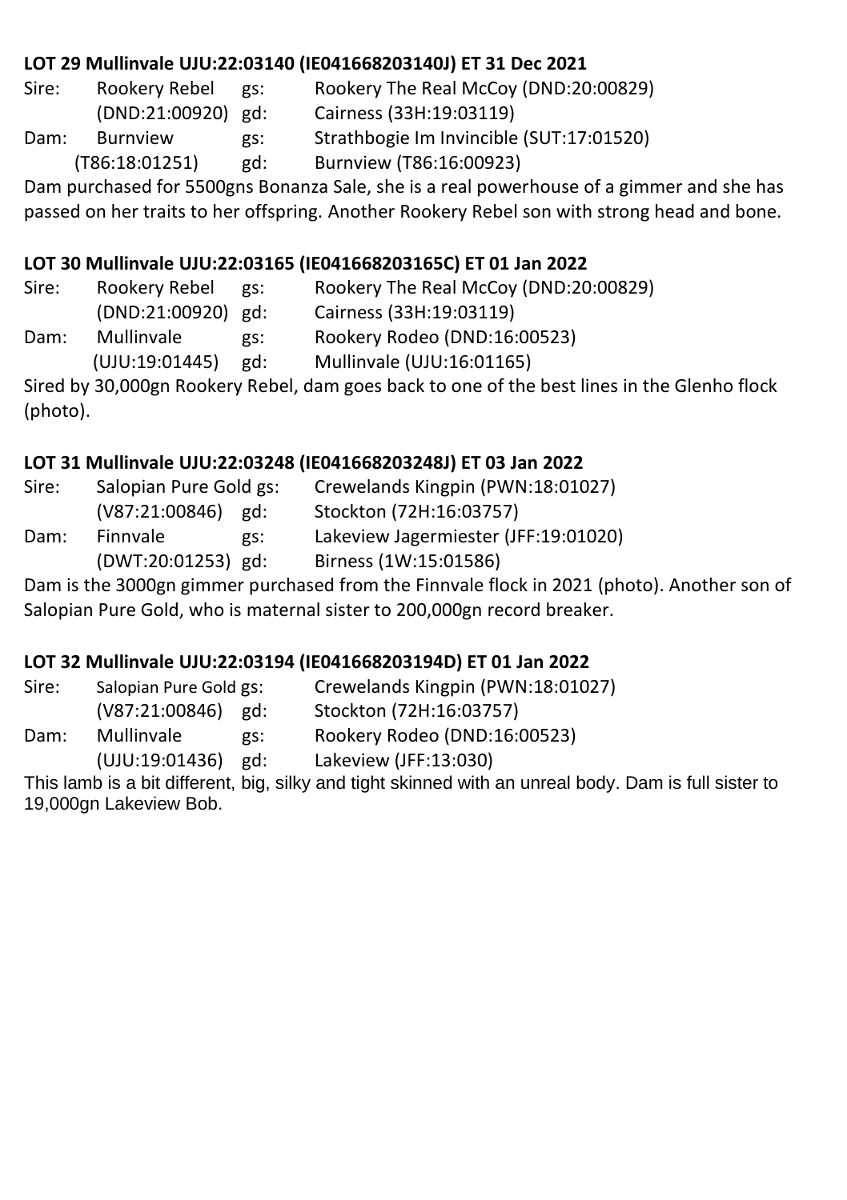**LOT 29 Mullinvale UJU:22:03140 (IE041668203140J) ET 31 Dec 2021**

| | | | |
|---|---|---|---|
| Sire: | Rookery Rebel | gs: | Rookery The Real McCoy (DND:20:00829) |
| | (DND:21:00920) | gd: | Cairness (33H:19:03119) |
| Dam: | Burnview | gs: | Strathbogie Im Invincible (SUT:17:01520) |
| | (T86:18:01251) | gd: | Burnview (T86:16:00923) |

Dam purchased for 5500gns Bonanza Sale, she is a real powerhouse of a gimmer and she has passed on her traits to her offspring. Another Rookery Rebel son with strong head and bone.

**LOT 30 Mullinvale UJU:22:03165 (IE041668203165C) ET 01 Jan 2022**

| | | | |
|---|---|---|---|
| Sire: | Rookery Rebel | gs: | Rookery The Real McCoy (DND:20:00829) |
| | (DND:21:00920) | gd: | Cairness (33H:19:03119) |
| Dam: | Mullinvale | gs: | Rookery Rodeo (DND:16:00523) |
| | (UJU:19:01445) | gd: | Mullinvale (UJU:16:01165) |

Sired by 30,000gn Rookery Rebel, dam goes back to one of the best lines in the Glenho flock (photo).

**LOT 31 Mullinvale UJU:22:03248 (IE041668203248J) ET 03 Jan 2022**

| | | | |
|---|---|---|---|
| Sire: | Salopian Pure Gold | gs: | Crewelands Kingpin (PWN:18:01027) |
| | (V87:21:00846) | gd: | Stockton (72H:16:03757) |
| Dam: | Finnvale | gs: | Lakeview Jagermiester (JFF:19:01020) |
| | (DWT:20:01253) | gd: | Birness (1W:15:01586) |

Dam is the 3000gn gimmer purchased from the Finnvale flock in 2021 (photo). Another son of Salopian Pure Gold, who is maternal sister to 200,000gn record breaker.

**LOT 32 Mullinvale UJU:22:03194 (IE041668203194D) ET 01 Jan 2022**

| | | | |
|---|---|---|---|
| Sire: | Salopian Pure Gold | gs: | Crewelands Kingpin (PWN:18:01027) |
| | (V87:21:00846) | gd: | Stockton (72H:16:03757) |
| Dam: | Mullinvale | gs: | Rookery Rodeo (DND:16:00523) |
| | (UJU:19:01436) | gd: | Lakeview (JFF:13:030) |

This lamb is a bit different, big, silky and tight skinned with an unreal body. Dam is full sister to 19,000gn Lakeview Bob.